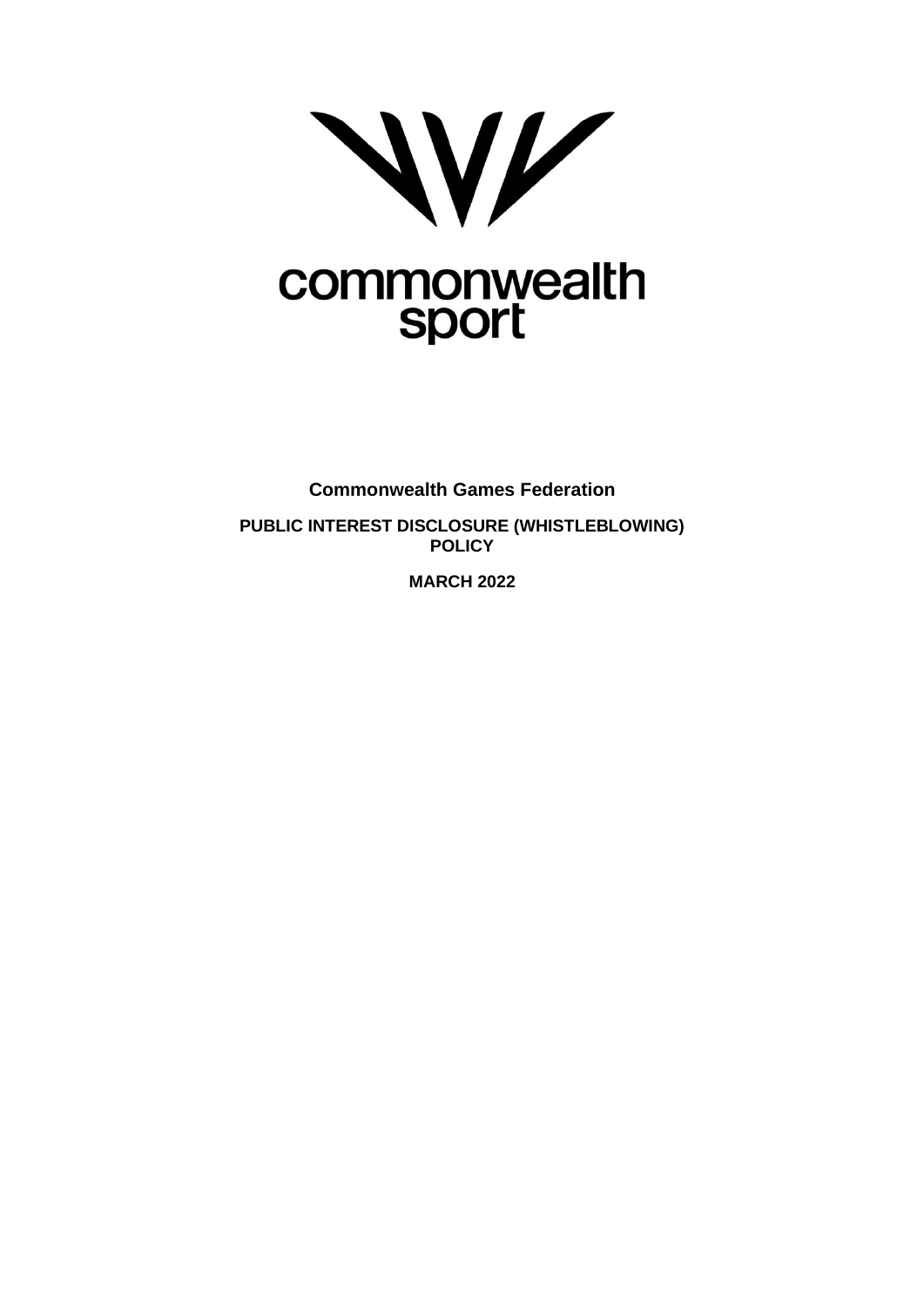commonwealth sport

**Commonwealth Games Federation**

**PUBLIC INTEREST DISCLOSURE (WHISTLEBLOWING) POLICY**

**MARCH 2022**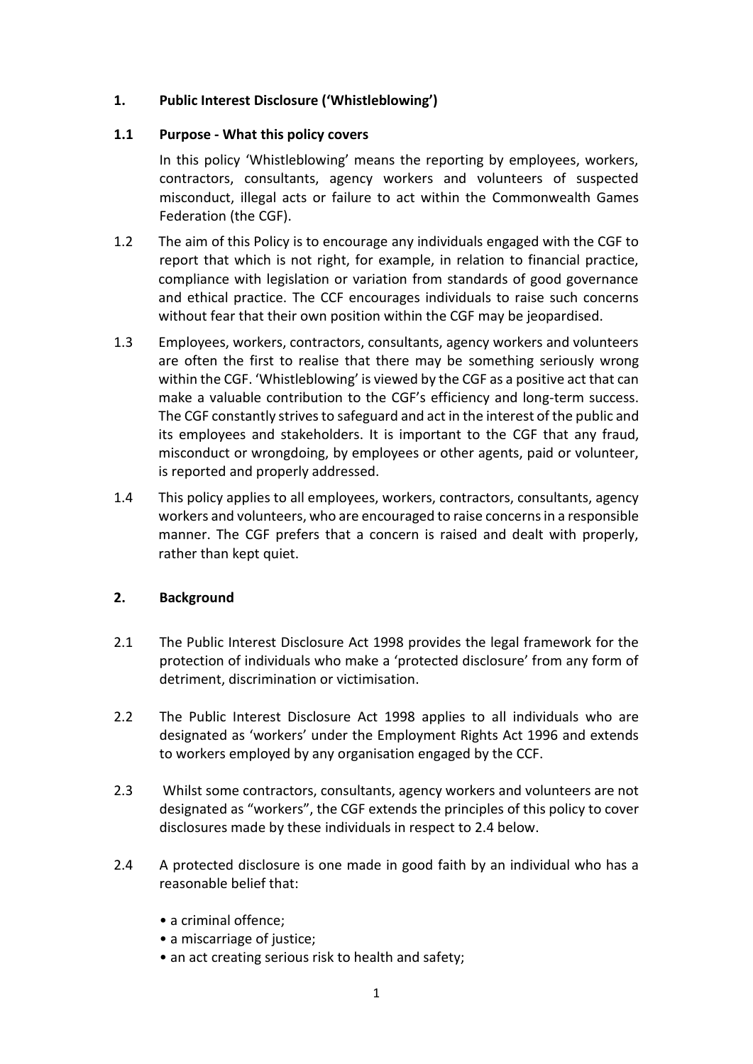## 1. Public Interest Disclosure ('Whistleblowing')

### 1.1 Purpose - What this policy covers

In this policy 'Whistleblowing' means the reporting by employees, workers, contractors, consultants, agency workers and volunteers of suspected misconduct, illegal acts or failure to act within the Commonwealth Games Federation (the CGF).

1.2 The aim of this Policy is to encourage any individuals engaged with the CGF to report that which is not right, for example, in relation to financial practice, compliance with legislation or variation from standards of good governance and ethical practice. The CCF encourages individuals to raise such concerns without fear that their own position within the CGF may be jeopardised.

1.3 Employees, workers, contractors, consultants, agency workers and volunteers are often the first to realise that there may be something seriously wrong within the CGF. 'Whistleblowing' is viewed by the CGF as a positive act that can make a valuable contribution to the CGF's efficiency and long-term success. The CGF constantly strives to safeguard and act in the interest of the public and its employees and stakeholders. It is important to the CGF that any fraud, misconduct or wrongdoing, by employees or other agents, paid or volunteer, is reported and properly addressed.

1.4 This policy applies to all employees, workers, contractors, consultants, agency workers and volunteers, who are encouraged to raise concerns in a responsible manner. The CGF prefers that a concern is raised and dealt with properly, rather than kept quiet.

## 2. Background

2.1 The Public Interest Disclosure Act 1998 provides the legal framework for the protection of individuals who make a 'protected disclosure' from any form of detriment, discrimination or victimisation.

2.2 The Public Interest Disclosure Act 1998 applies to all individuals who are designated as 'workers' under the Employment Rights Act 1996 and extends to workers employed by any organisation engaged by the CCF.

2.3 Whilst some contractors, consultants, agency workers and volunteers are not designated as "workers", the CGF extends the principles of this policy to cover disclosures made by these individuals in respect to 2.4 below.

2.4 A protected disclosure is one made in good faith by an individual who has a reasonable belief that:

- a criminal offence;
- a miscarriage of justice;
- an act creating serious risk to health and safety;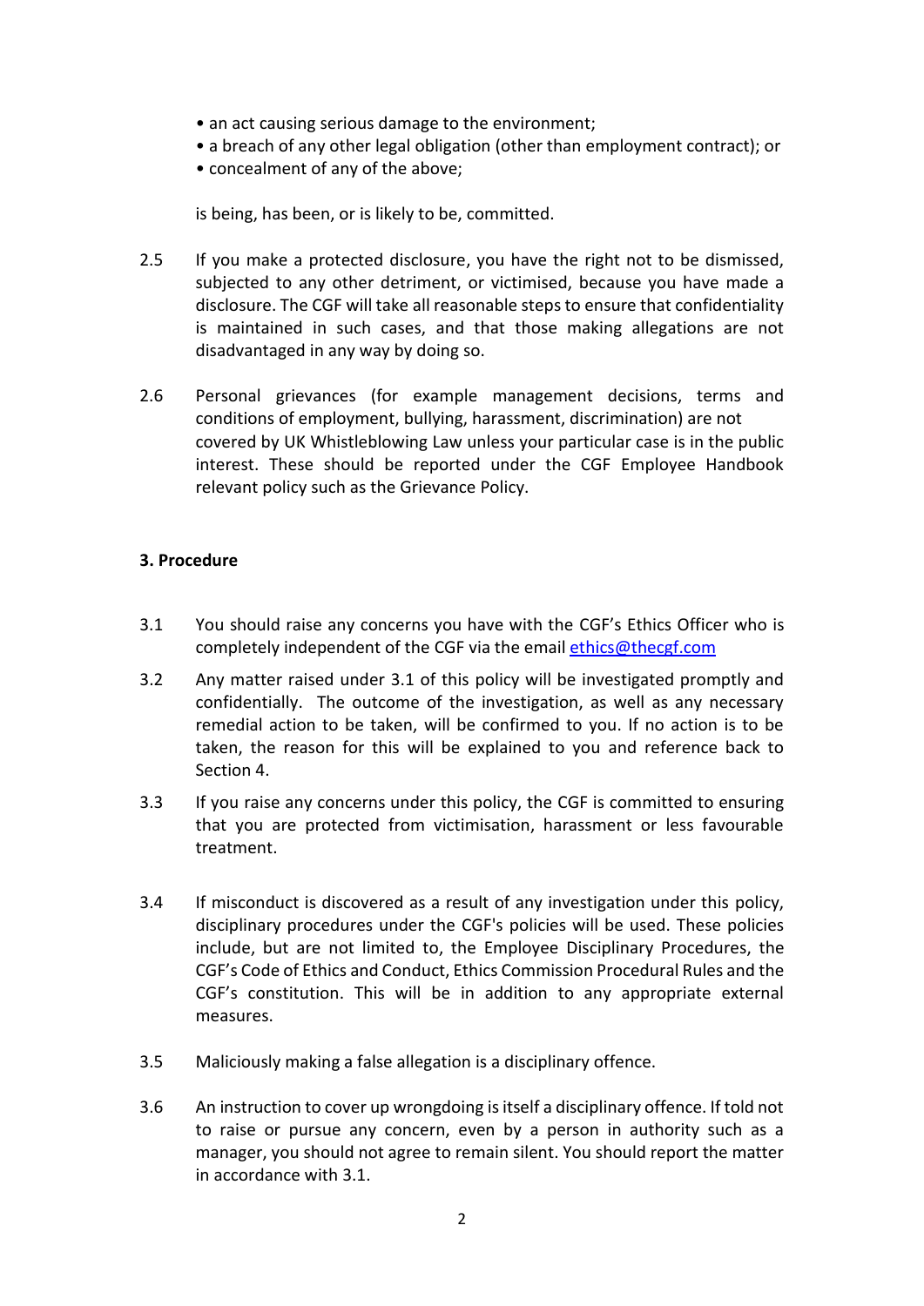- an act causing serious damage to the environment;
- a breach of any other legal obligation (other than employment contract); or
- concealment of any of the above;

is being, has been, or is likely to be, committed.

2.5 If you make a protected disclosure, you have the right not to be dismissed, subjected to any other detriment, or victimised, because you have made a disclosure. The CGF will take all reasonable steps to ensure that confidentiality is maintained in such cases, and that those making allegations are not disadvantaged in any way by doing so.

2.6 Personal grievances (for example management decisions, terms and conditions of employment, bullying, harassment, discrimination) are not covered by UK Whistleblowing Law unless your particular case is in the public interest. These should be reported under the CGF Employee Handbook relevant policy such as the Grievance Policy.

**3. Procedure**

3.1 You should raise any concerns you have with the CGF's Ethics Officer who is completely independent of the CGF via the email ethics@thecgf.com

3.2 Any matter raised under 3.1 of this policy will be investigated promptly and confidentially. The outcome of the investigation, as well as any necessary remedial action to be taken, will be confirmed to you. If no action is to be taken, the reason for this will be explained to you and reference back to Section 4.

3.3 If you raise any concerns under this policy, the CGF is committed to ensuring that you are protected from victimisation, harassment or less favourable treatment.

3.4 If misconduct is discovered as a result of any investigation under this policy, disciplinary procedures under the CGF's policies will be used. These policies include, but are not limited to, the Employee Disciplinary Procedures, the CGF's Code of Ethics and Conduct, Ethics Commission Procedural Rules and the CGF's constitution. This will be in addition to any appropriate external measures.

3.5 Maliciously making a false allegation is a disciplinary offence.

3.6 An instruction to cover up wrongdoing is itself a disciplinary offence. If told not to raise or pursue any concern, even by a person in authority such as a manager, you should not agree to remain silent. You should report the matter in accordance with 3.1.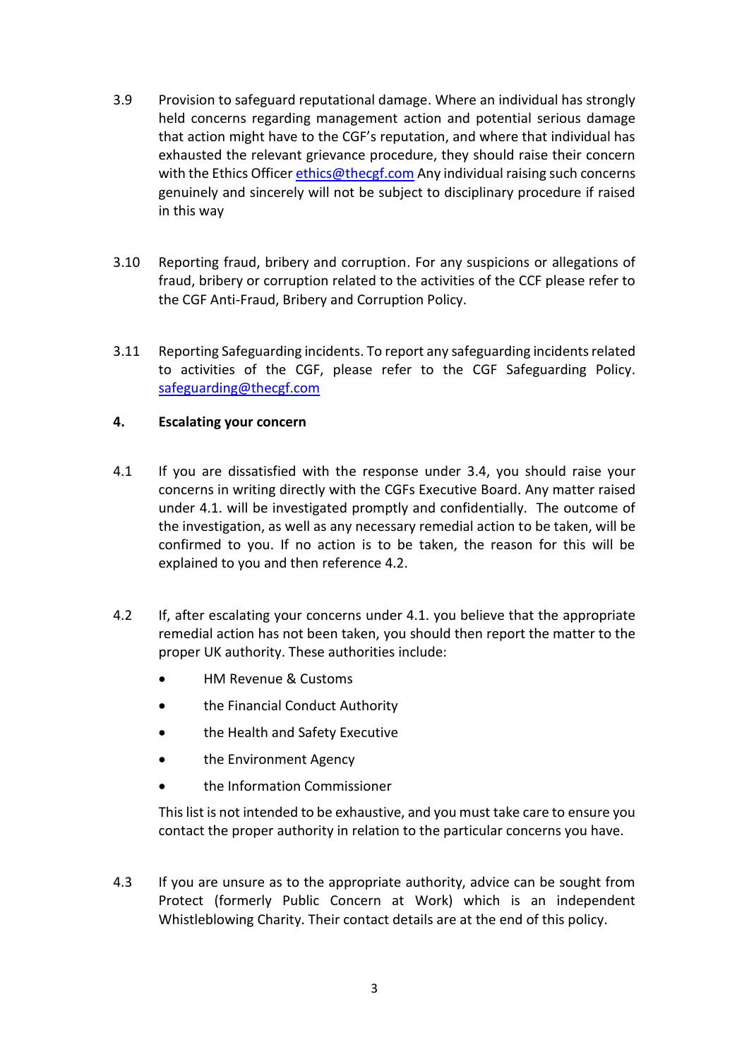3.9 Provision to safeguard reputational damage. Where an individual has strongly held concerns regarding management action and potential serious damage that action might have to the CGF's reputation, and where that individual has exhausted the relevant grievance procedure, they should raise their concern with the Ethics Officer ethics@thecgf.com Any individual raising such concerns genuinely and sincerely will not be subject to disciplinary procedure if raised in this way

3.10 Reporting fraud, bribery and corruption. For any suspicions or allegations of fraud, bribery or corruption related to the activities of the CCF please refer to the CGF Anti-Fraud, Bribery and Corruption Policy.

3.11 Reporting Safeguarding incidents. To report any safeguarding incidents related to activities of the CGF, please refer to the CGF Safeguarding Policy. safeguarding@thecgf.com

## 4. Escalating your concern

4.1 If you are dissatisfied with the response under 3.4, you should raise your concerns in writing directly with the CGFs Executive Board. Any matter raised under 4.1. will be investigated promptly and confidentially. The outcome of the investigation, as well as any necessary remedial action to be taken, will be confirmed to you. If no action is to be taken, the reason for this will be explained to you and then reference 4.2.

4.2 If, after escalating your concerns under 4.1. you believe that the appropriate remedial action has not been taken, you should then report the matter to the proper UK authority. These authorities include:

- HM Revenue & Customs
- the Financial Conduct Authority
- the Health and Safety Executive
- the Environment Agency
- the Information Commissioner

This list is not intended to be exhaustive, and you must take care to ensure you contact the proper authority in relation to the particular concerns you have.

4.3 If you are unsure as to the appropriate authority, advice can be sought from Protect (formerly Public Concern at Work) which is an independent Whistleblowing Charity. Their contact details are at the end of this policy.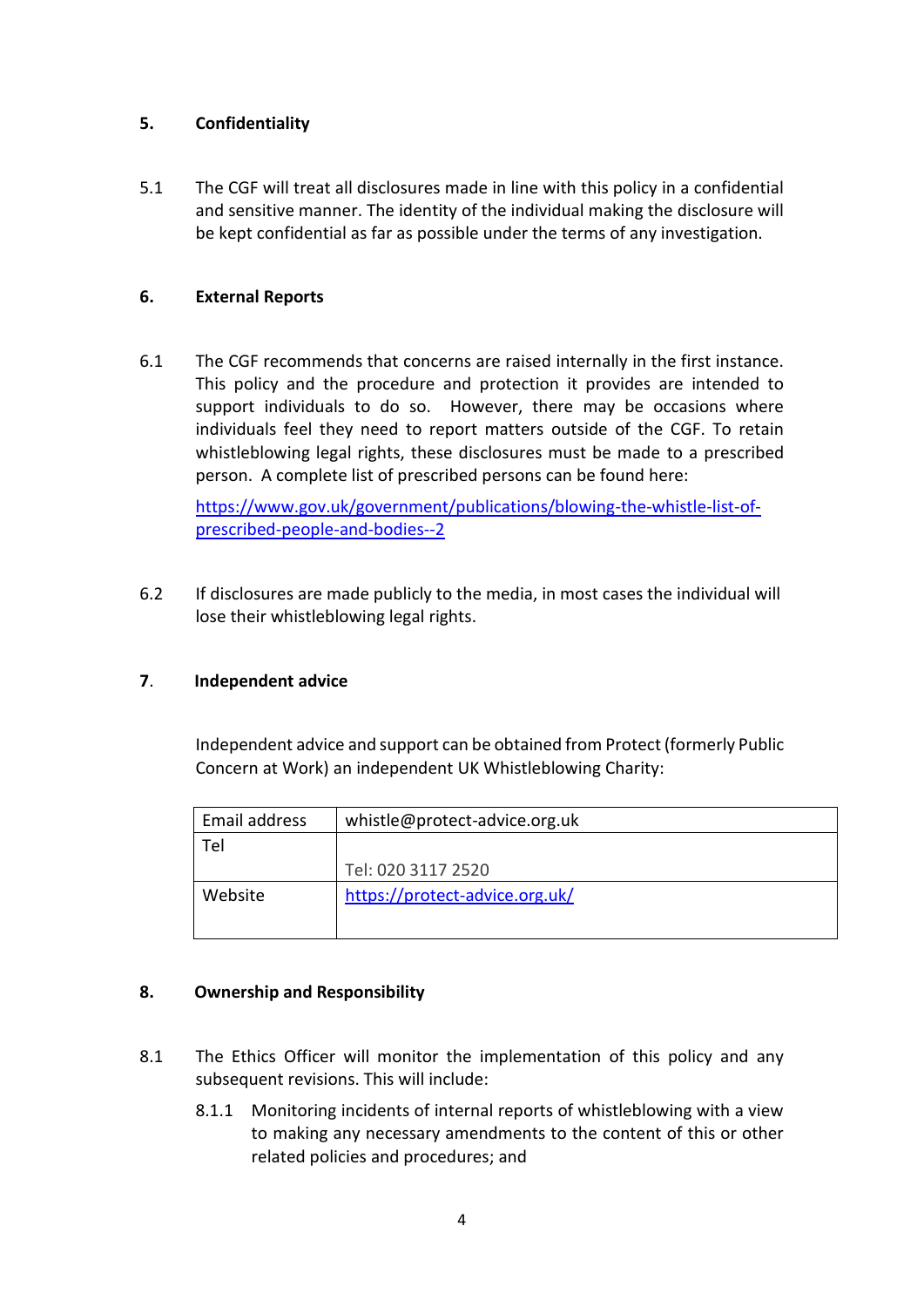## 5. Confidentiality

5.1 The CGF will treat all disclosures made in line with this policy in a confidential and sensitive manner. The identity of the individual making the disclosure will be kept confidential as far as possible under the terms of any investigation.

## 6. External Reports

6.1 The CGF recommends that concerns are raised internally in the first instance. This policy and the procedure and protection it provides are intended to support individuals to do so. However, there may be occasions where individuals feel they need to report matters outside of the CGF. To retain whistleblowing legal rights, these disclosures must be made to a prescribed person. A complete list of prescribed persons can be found here:

[https://www.gov.uk/government/publications/blowing-the-whistle-list-of-prescribed-people-and-bodies--2](https://www.gov.uk/government/publications/blowing-the-whistle-list-of-prescribed-people-and-bodies--2)

6.2 If disclosures are made publicly to the media, in most cases the individual will lose their whistleblowing legal rights.

## 7. Independent advice

Independent advice and support can be obtained from Protect (formerly Public Concern at Work) an independent UK Whistleblowing Charity:

| Email address | whistle@protect-advice.org.uk |
|---|---|
| Tel | Tel: 020 3117 2520 |
| Website | [https://protect-advice.org.uk/](https://protect-advice.org.uk/) |

## 8. Ownership and Responsibility

8.1 The Ethics Officer will monitor the implementation of this policy and any subsequent revisions. This will include:

8.1.1 Monitoring incidents of internal reports of whistleblowing with a view to making any necessary amendments to the content of this or other related policies and procedures; and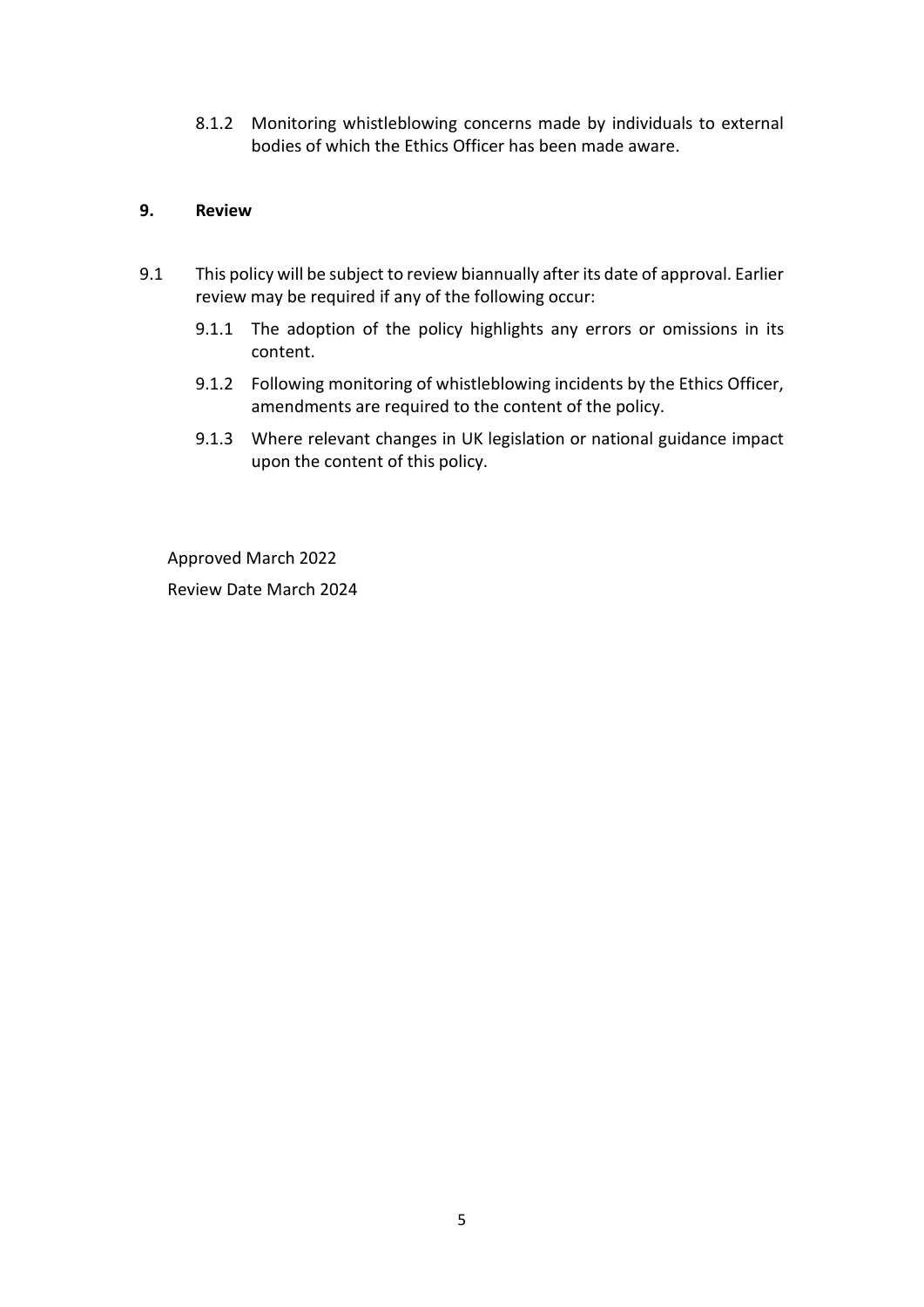8.1.2 Monitoring whistleblowing concerns made by individuals to external bodies of which the Ethics Officer has been made aware.

## 9. Review

9.1 This policy will be subject to review biannually after its date of approval. Earlier review may be required if any of the following occur:

- 9.1.1 The adoption of the policy highlights any errors or omissions in its content.
- 9.1.2 Following monitoring of whistleblowing incidents by the Ethics Officer, amendments are required to the content of the policy.
- 9.1.3 Where relevant changes in UK legislation or national guidance impact upon the content of this policy.

Approved March 2022

Review Date March 2024